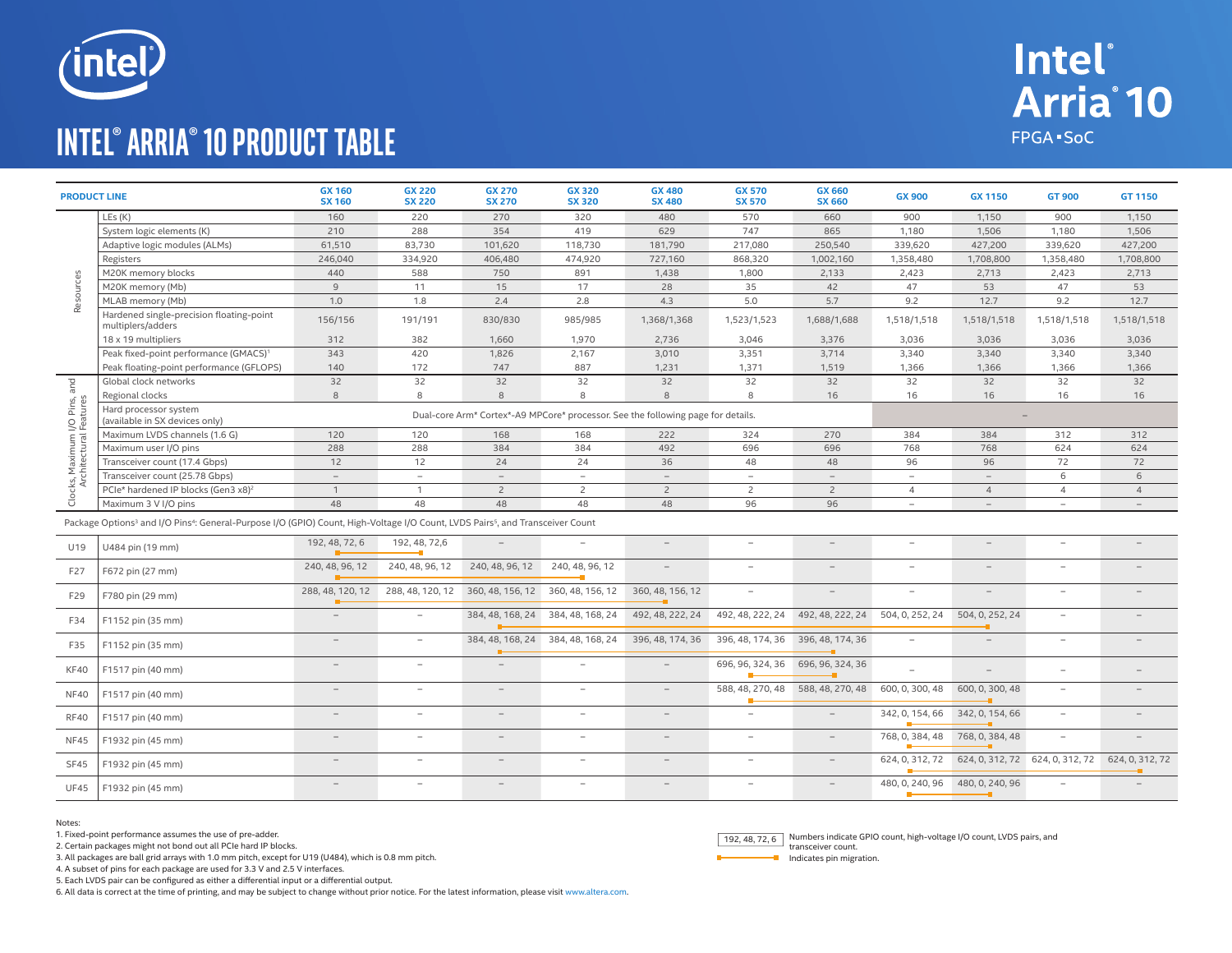# INTEL® ARRIA® 10 PRODUCT TABLE

Intel® Arria® 10 FPGA • SoC

| | PRODUCT LINE | GX 160 SX 160 | GX 220 SX 220 | GX 270 SX 270 | GX 320 SX 320 | GX 480 SX 480 | GX 570 SX 570 | GX 660 SX 660 | GX 900 | GX 1150 | GT 900 | GT 1150 |
|---|---|---|---|---|---|---|---|---|---|---|---|---|
| Resources | LEs (K) | 160 | 220 | 270 | 320 | 480 | 570 | 660 | 900 | 1,150 | 900 | 1,150 |
| | System logic elements (K) | 210 | 288 | 354 | 419 | 629 | 747 | 865 | 1,180 | 1,506 | 1,180 | 1,506 |
| | Adaptive logic modules (ALMs) | 61,510 | 83,730 | 101,620 | 118,730 | 181,790 | 217,080 | 250,540 | 339,620 | 427,200 | 339,620 | 427,200 |
| | Registers | 246,040 | 334,920 | 406,480 | 474,920 | 727,160 | 868,320 | 1,002,160 | 1,358,480 | 1,708,800 | 1,358,480 | 1,708,800 |
| | M20K memory blocks | 440 | 588 | 750 | 891 | 1,438 | 1,800 | 2,133 | 2,423 | 2,713 | 2,423 | 2,713 |
| | M20K memory (Mb) | 9 | 11 | 15 | 17 | 28 | 35 | 42 | 47 | 53 | 47 | 53 |
| | MLAB memory (Mb) | 1.0 | 1.8 | 2.4 | 2.8 | 4.3 | 5.0 | 5.7 | 9.2 | 12.7 | 9.2 | 12.7 |
| | Hardened single-precision floating-point multipliers/adders | 156/156 | 191/191 | 830/830 | 985/985 | 1,368/1,368 | 1,523/1,523 | 1,688/1,688 | 1,518/1,518 | 1,518/1,518 | 1,518/1,518 | 1,518/1,518 |
| | 18 x 19 multipliers | 312 | 382 | 1,660 | 1,970 | 2,736 | 3,046 | 3,376 | 3,036 | 3,036 | 3,036 | 3,036 |
| | Peak fixed-point performance (GMACS)[1] | 343 | 420 | 1,826 | 2,167 | 3,010 | 3,351 | 3,714 | 3,340 | 3,340 | 3,340 | 3,340 |
| | Peak floating-point performance (GFLOPS) | 140 | 172 | 747 | 887 | 1,231 | 1,371 | 1,519 | 1,366 | 1,366 | 1,366 | 1,366 |
| Clocks, Maximum I/O Pins, and Architectural Features | Global clock networks | 32 | 32 | 32 | 32 | 32 | 32 | 32 | 32 | 32 | 32 | 32 |
| | Regional clocks | 8 | 8 | 8 | 8 | 8 | 8 | 16 | 16 | 16 | 16 | 16 |
| | Hard processor system (available in SX devices only) | Dual-core Arm* Cortex*-A9 MPCore* processor. See the following page for details. | | | | | | | – | | | |
| | Maximum LVDS channels (1.6 G) | 120 | 120 | 168 | 168 | 222 | 324 | 270 | 384 | 384 | 312 | 312 |
| | Maximum user I/O pins | 288 | 288 | 384 | 384 | 492 | 696 | 696 | 768 | 768 | 624 | 624 |
| | Transceiver count (17.4 Gbps) | 12 | 12 | 24 | 24 | 36 | 48 | 48 | 96 | 96 | 72 | 72 |
| | Transceiver count (25.78 Gbps) | – | – | – | – | – | – | – | – | – | 6 | 6 |
| | PCIe* hardened IP blocks (Gen3 x8)[2] | 1 | 1 | 2 | 2 | 2 | 2 | 2 | 4 | 4 | 4 | 4 |
| | Maximum 3 V I/O pins | 48 | 48 | 48 | 48 | 48 | 96 | 96 | – | – | – | – |

Package Options[3] and I/O Pins[4]: General-Purpose I/O (GPIO) Count, High-Voltage I/O Count, LVDS Pairs[5], and Transceiver Count

| | | GX 160 SX 160 | GX 220 SX 220 | GX 270 SX 270 | GX 320 SX 320 | GX 480 SX 480 | GX 570 SX 570 | GX 660 SX 660 | GX 900 | GX 1150 | GT 900 | GT 1150 |
|---|---|---|---|---|---|---|---|---|---|---|---|---|
| U19 | U484 pin (19 mm) | 192, 48, 72, 6 | 192, 48, 72, 6 | – | – | – | – | – | – | – | – | – |
| F27 | F672 pin (27 mm) | 240, 48, 96, 12 | 240, 48, 96, 12 | 240, 48, 96, 12 | 240, 48, 96, 12 | – | – | – | – | – | – | – |
| F29 | F780 pin (29 mm) | 288, 48, 120, 12 | 288, 48, 120, 12 | 360, 48, 156, 12 | 360, 48, 156, 12 | 360, 48, 156, 12 | – | – | – | – | – | – |
| F34 | F1152 pin (35 mm) | – | – | 384, 48, 168, 24 | 384, 48, 168, 24 | 492, 48, 222, 24 | 492, 48, 222, 24 | 492, 48, 222, 24 | 504, 0, 252, 24 | 504, 0, 252, 24 | – | – |
| F35 | F1152 pin (35 mm) | – | – | 384, 48, 168, 24 | 384, 48, 168, 24 | 396, 48, 174, 36 | 396, 48, 174, 36 | 396, 48, 174, 36 | – | – | – | – |
| KF40 | F1517 pin (40 mm) | – | – | – | – | – | 696, 96, 324, 36 | 696, 96, 324, 36 | – | – | – | – |
| NF40 | F1517 pin (40 mm) | – | – | – | – | – | 588, 48, 270, 48 | 588, 48, 270, 48 | 600, 0, 300, 48 | 600, 0, 300, 48 | – | – |
| RF40 | F1517 pin (40 mm) | – | – | – | – | – | – | – | 342, 0, 154, 66 | 342, 0, 154, 66 | – | – |
| NF45 | F1932 pin (45 mm) | – | – | – | – | – | – | – | 768, 0, 384, 48 | 768, 0, 384, 48 | – | – |
| SF45 | F1932 pin (45 mm) | – | – | – | – | – | – | – | 624, 0, 312, 72 | 624, 0, 312, 72 | 624, 0, 312, 72 | 624, 0, 312, 72 |
| UF45 | F1932 pin (45 mm) | – | – | – | – | – | – | – | 480, 0, 240, 96 | 480, 0, 240, 96 | – | – |

192, 48, 72, 6 — Numbers indicate GPIO count, high-voltage I/O count, LVDS pairs, and transceiver count.

Line marker — Indicates pin migration.

Notes:

1. Fixed-point performance assumes the use of pre-adder.
2. Certain packages might not bond out all PCIe hard IP blocks.
3. All packages are ball grid arrays with 1.0 mm pitch, except for U19 (U484), which is 0.8 mm pitch.
4. A subset of pins for each package are used for 3.3 V and 2.5 V interfaces.
5. Each LVDS pair can be configured as either a differential input or a differential output.
6. All data is correct at the time of printing, and may be subject to change without prior notice. For the latest information, please visit www.altera.com.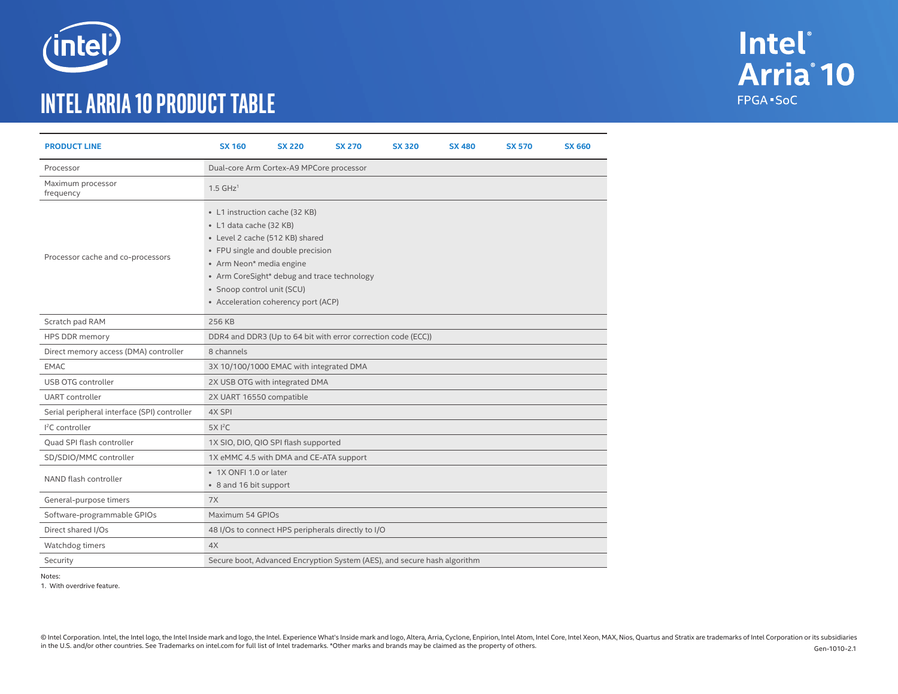# INTEL ARRIA 10 PRODUCT TABLE

Intel® Arria® 10 FPGA ▪ SoC

| PRODUCT LINE | SX 160 | SX 220 | SX 270 | SX 320 | SX 480 | SX 570 | SX 660 |
|---|---|---|---|---|---|---|---|
| Processor | Dual-core Arm Cortex-A9 MPCore processor | | | | | | |
| Maximum processor frequency | 1.5 GHz[1] | | | | | | |
| Processor cache and co-processors | • L1 instruction cache (32 KB)<br>• L1 data cache (32 KB)<br>• Level 2 cache (512 KB) shared<br>• FPU single and double precision<br>• Arm Neon* media engine<br>• Arm CoreSight* debug and trace technology<br>• Snoop control unit (SCU)<br>• Acceleration coherency port (ACP) | | | | | | |
| Scratch pad RAM | 256 KB | | | | | | |
| HPS DDR memory | DDR4 and DDR3 (Up to 64 bit with error correction code (ECC)) | | | | | | |
| Direct memory access (DMA) controller | 8 channels | | | | | | |
| EMAC | 3X 10/100/1000 EMAC with integrated DMA | | | | | | |
| USB OTG controller | 2X USB OTG with integrated DMA | | | | | | |
| UART controller | 2X UART 16550 compatible | | | | | | |
| Serial peripheral interface (SPI) controller | 4X SPI | | | | | | |
| $I^2C$ controller | 5X $I^2C$ | | | | | | |
| Quad SPI flash controller | 1X SIO, DIO, QIO SPI flash supported | | | | | | |
| SD/SDIO/MMC controller | 1X eMMC 4.5 with DMA and CE-ATA support | | | | | | |
| NAND flash controller | • 1X ONFI 1.0 or later<br>• 8 and 16 bit support | | | | | | |
| General-purpose timers | 7X | | | | | | |
| Software-programmable GPIOs | Maximum 54 GPIOs | | | | | | |
| Direct shared I/Os | 48 I/Os to connect HPS peripherals directly to I/O | | | | | | |
| Watchdog timers | 4X | | | | | | |
| Security | Secure boot, Advanced Encryption System (AES), and secure hash algorithm | | | | | | |

Notes:
1. With overdrive feature.

© Intel Corporation. Intel, the Intel logo, the Intel Inside mark and logo, the Intel. Experience What's Inside mark and logo, Altera, Arria, Cyclone, Enpirion, Intel Atom, Intel Core, Intel Xeon, MAX, Nios, Quartus and Stratix are trademarks of Intel Corporation or its subsidiaries in the U.S. and/or other countries. See Trademarks on intel.com for full list of Intel trademarks. *Other marks and brands may be claimed as the property of others.

Gen-1010-2.1